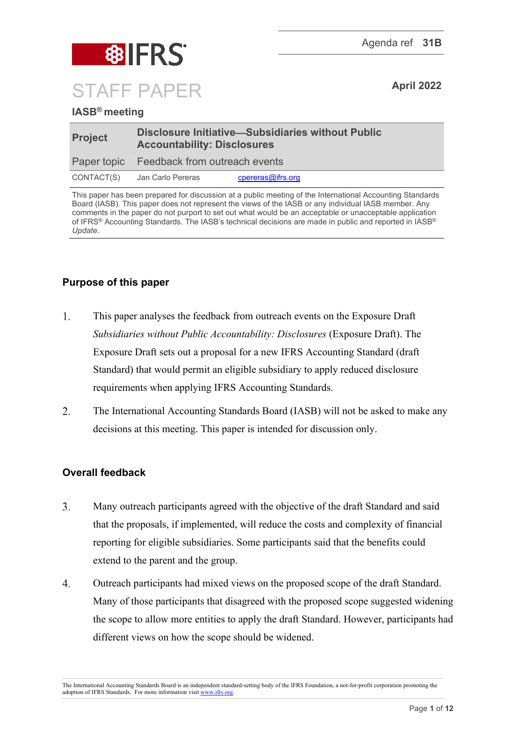Agenda ref **31B**

# STAFF PAPER

**April 2022**

**IASB® meeting**

| | |
|---|---|
| **Project** | **Disclosure Initiative—Subsidiaries without Public Accountability: Disclosures** |
| Paper topic | Feedback from outreach events |
| CONTACT(S) | Jan Carlo Pereras — cpereras@ifrs.org |

This paper has been prepared for discussion at a public meeting of the International Accounting Standards Board (IASB). This paper does not represent the views of the IASB or any individual IASB member. Any comments in the paper do not purport to set out what would be an acceptable or unacceptable application of IFRS® Accounting Standards. The IASB's technical decisions are made in public and reported in IASB® *Update*.

## Purpose of this paper

1. This paper analyses the feedback from outreach events on the Exposure Draft *Subsidiaries without Public Accountability: Disclosures* (Exposure Draft). The Exposure Draft sets out a proposal for a new IFRS Accounting Standard (draft Standard) that would permit an eligible subsidiary to apply reduced disclosure requirements when applying IFRS Accounting Standards.

2. The International Accounting Standards Board (IASB) will not be asked to make any decisions at this meeting. This paper is intended for discussion only.

## Overall feedback

3. Many outreach participants agreed with the objective of the draft Standard and said that the proposals, if implemented, will reduce the costs and complexity of financial reporting for eligible subsidiaries. Some participants said that the benefits could extend to the parent and the group.

4. Outreach participants had mixed views on the proposed scope of the draft Standard. Many of those participants that disagreed with the proposed scope suggested widening the scope to allow more entities to apply the draft Standard. However, participants had different views on how the scope should be widened.

The International Accounting Standards Board is an independent standard-setting body of the IFRS Foundation, a not-for-profit corporation promoting the adoption of IFRS Standards. For more information visit www.ifrs.org.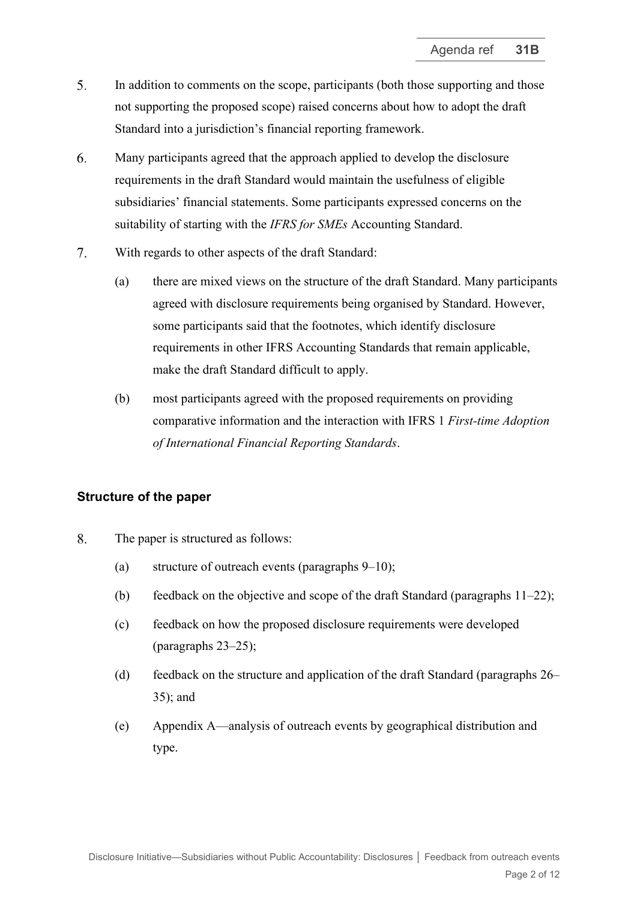5. In addition to comments on the scope, participants (both those supporting and those not supporting the proposed scope) raised concerns about how to adopt the draft Standard into a jurisdiction's financial reporting framework.

6. Many participants agreed that the approach applied to develop the disclosure requirements in the draft Standard would maintain the usefulness of eligible subsidiaries' financial statements. Some participants expressed concerns on the suitability of starting with the *IFRS for SMEs* Accounting Standard.

7. With regards to other aspects of the draft Standard:

   (a) there are mixed views on the structure of the draft Standard. Many participants agreed with disclosure requirements being organised by Standard. However, some participants said that the footnotes, which identify disclosure requirements in other IFRS Accounting Standards that remain applicable, make the draft Standard difficult to apply.

   (b) most participants agreed with the proposed requirements on providing comparative information and the interaction with IFRS 1 *First-time Adoption of International Financial Reporting Standards*.

### Structure of the paper

8. The paper is structured as follows:

   (a) structure of outreach events (paragraphs 9–10);

   (b) feedback on the objective and scope of the draft Standard (paragraphs 11–22);

   (c) feedback on how the proposed disclosure requirements were developed (paragraphs 23–25);

   (d) feedback on the structure and application of the draft Standard (paragraphs 26–35); and

   (e) Appendix A—analysis of outreach events by geographical distribution and type.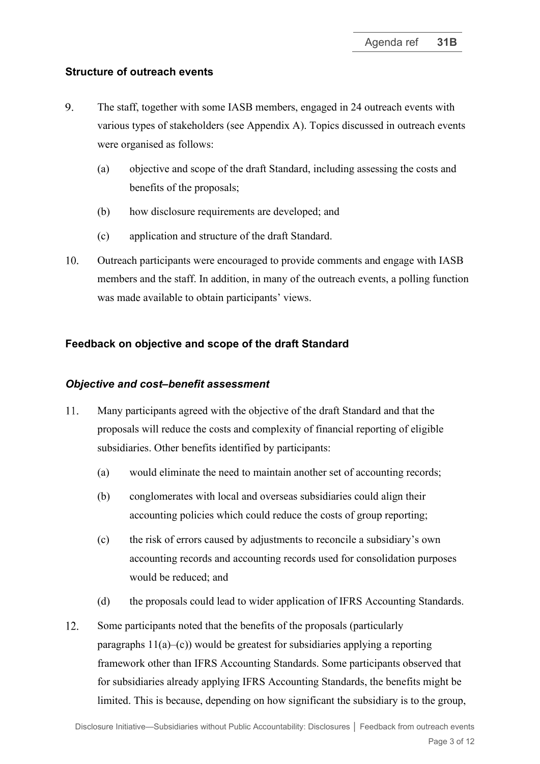### Structure of outreach events

9. The staff, together with some IASB members, engaged in 24 outreach events with various types of stakeholders (see Appendix A). Topics discussed in outreach events were organised as follows:

   (a) objective and scope of the draft Standard, including assessing the costs and benefits of the proposals;

   (b) how disclosure requirements are developed; and

   (c) application and structure of the draft Standard.

10. Outreach participants were encouraged to provide comments and engage with IASB members and the staff. In addition, in many of the outreach events, a polling function was made available to obtain participants' views.

### Feedback on objective and scope of the draft Standard

#### *Objective and cost–benefit assessment*

11. Many participants agreed with the objective of the draft Standard and that the proposals will reduce the costs and complexity of financial reporting of eligible subsidiaries. Other benefits identified by participants:

    (a) would eliminate the need to maintain another set of accounting records;

    (b) conglomerates with local and overseas subsidiaries could align their accounting policies which could reduce the costs of group reporting;

    (c) the risk of errors caused by adjustments to reconcile a subsidiary's own accounting records and accounting records used for consolidation purposes would be reduced; and

    (d) the proposals could lead to wider application of IFRS Accounting Standards.

12. Some participants noted that the benefits of the proposals (particularly paragraphs 11(a)–(c)) would be greatest for subsidiaries applying a reporting framework other than IFRS Accounting Standards. Some participants observed that for subsidiaries already applying IFRS Accounting Standards, the benefits might be limited. This is because, depending on how significant the subsidiary is to the group,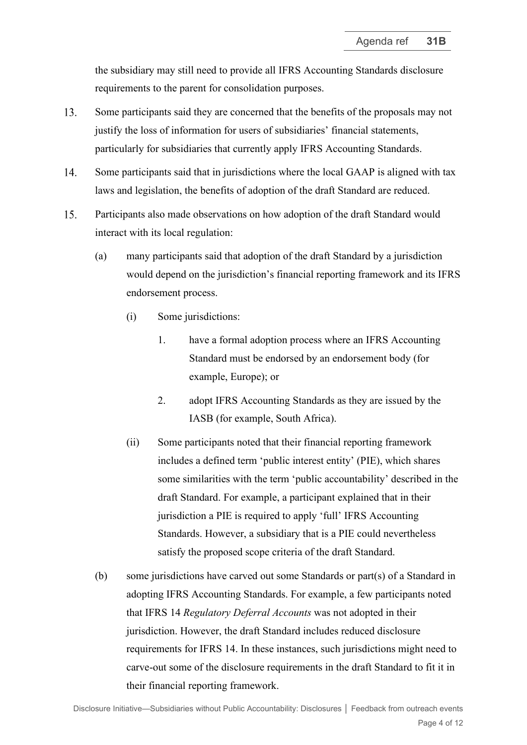the subsidiary may still need to provide all IFRS Accounting Standards disclosure requirements to the parent for consolidation purposes.

13. Some participants said they are concerned that the benefits of the proposals may not justify the loss of information for users of subsidiaries' financial statements, particularly for subsidiaries that currently apply IFRS Accounting Standards.

14. Some participants said that in jurisdictions where the local GAAP is aligned with tax laws and legislation, the benefits of adoption of the draft Standard are reduced.

15. Participants also made observations on how adoption of the draft Standard would interact with its local regulation:

    (a) many participants said that adoption of the draft Standard by a jurisdiction would depend on the jurisdiction's financial reporting framework and its IFRS endorsement process.

        (i) Some jurisdictions:

            1. have a formal adoption process where an IFRS Accounting Standard must be endorsed by an endorsement body (for example, Europe); or

            2. adopt IFRS Accounting Standards as they are issued by the IASB (for example, South Africa).

        (ii) Some participants noted that their financial reporting framework includes a defined term 'public interest entity' (PIE), which shares some similarities with the term 'public accountability' described in the draft Standard. For example, a participant explained that in their jurisdiction a PIE is required to apply 'full' IFRS Accounting Standards. However, a subsidiary that is a PIE could nevertheless satisfy the proposed scope criteria of the draft Standard.

    (b) some jurisdictions have carved out some Standards or part(s) of a Standard in adopting IFRS Accounting Standards. For example, a few participants noted that IFRS 14 *Regulatory Deferral Accounts* was not adopted in their jurisdiction. However, the draft Standard includes reduced disclosure requirements for IFRS 14. In these instances, such jurisdictions might need to carve-out some of the disclosure requirements in the draft Standard to fit it in their financial reporting framework.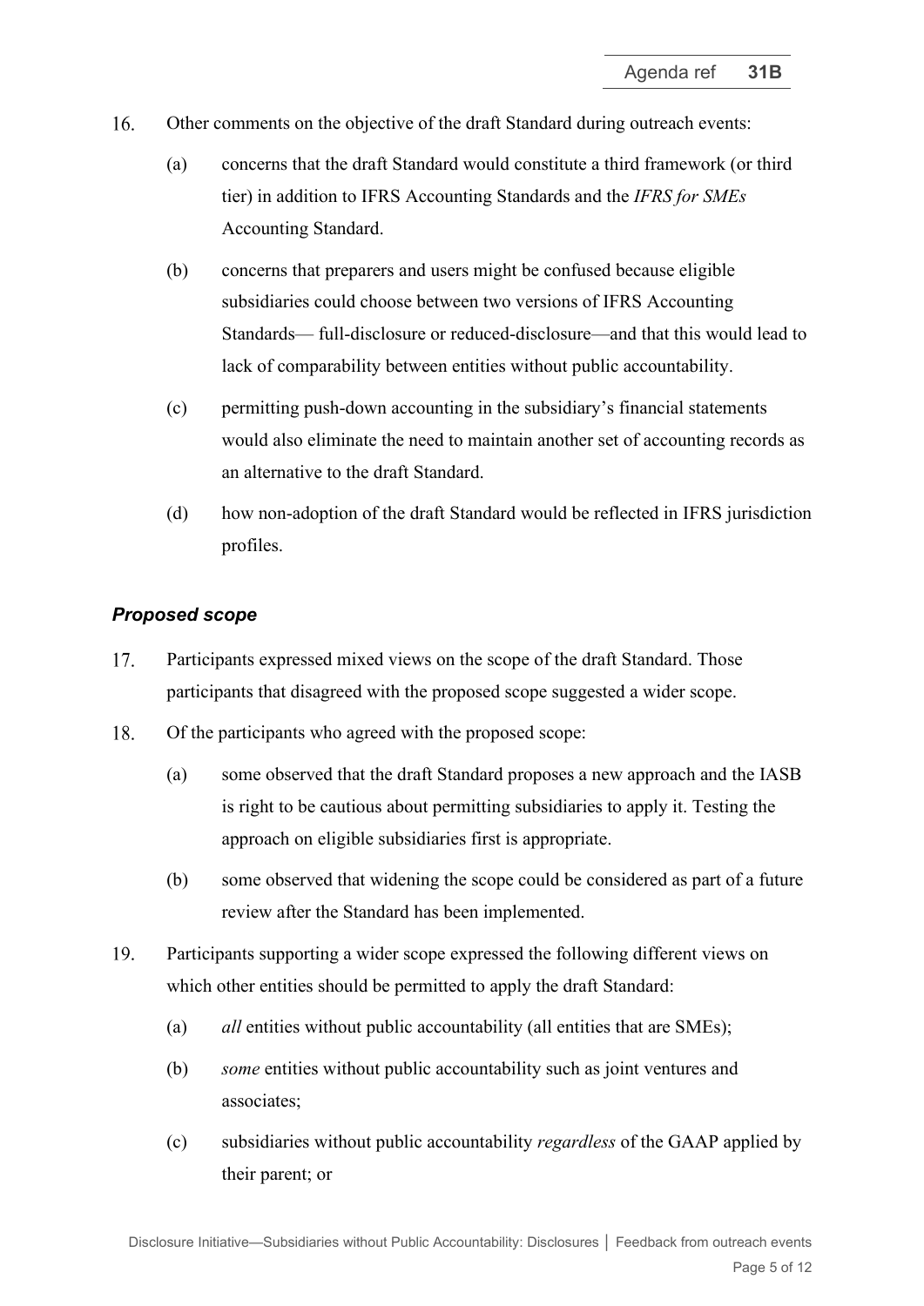16. Other comments on the objective of the draft Standard during outreach events:

    (a) concerns that the draft Standard would constitute a third framework (or third tier) in addition to IFRS Accounting Standards and the *IFRS for SMEs* Accounting Standard.

    (b) concerns that preparers and users might be confused because eligible subsidiaries could choose between two versions of IFRS Accounting Standards— full-disclosure or reduced-disclosure—and that this would lead to lack of comparability between entities without public accountability.

    (c) permitting push-down accounting in the subsidiary's financial statements would also eliminate the need to maintain another set of accounting records as an alternative to the draft Standard.

    (d) how non-adoption of the draft Standard would be reflected in IFRS jurisdiction profiles.

### *Proposed scope*

17. Participants expressed mixed views on the scope of the draft Standard. Those participants that disagreed with the proposed scope suggested a wider scope.

18. Of the participants who agreed with the proposed scope:

    (a) some observed that the draft Standard proposes a new approach and the IASB is right to be cautious about permitting subsidiaries to apply it. Testing the approach on eligible subsidiaries first is appropriate.

    (b) some observed that widening the scope could be considered as part of a future review after the Standard has been implemented.

19. Participants supporting a wider scope expressed the following different views on which other entities should be permitted to apply the draft Standard:

    (a) *all* entities without public accountability (all entities that are SMEs);

    (b) *some* entities without public accountability such as joint ventures and associates;

    (c) subsidiaries without public accountability *regardless* of the GAAP applied by their parent; or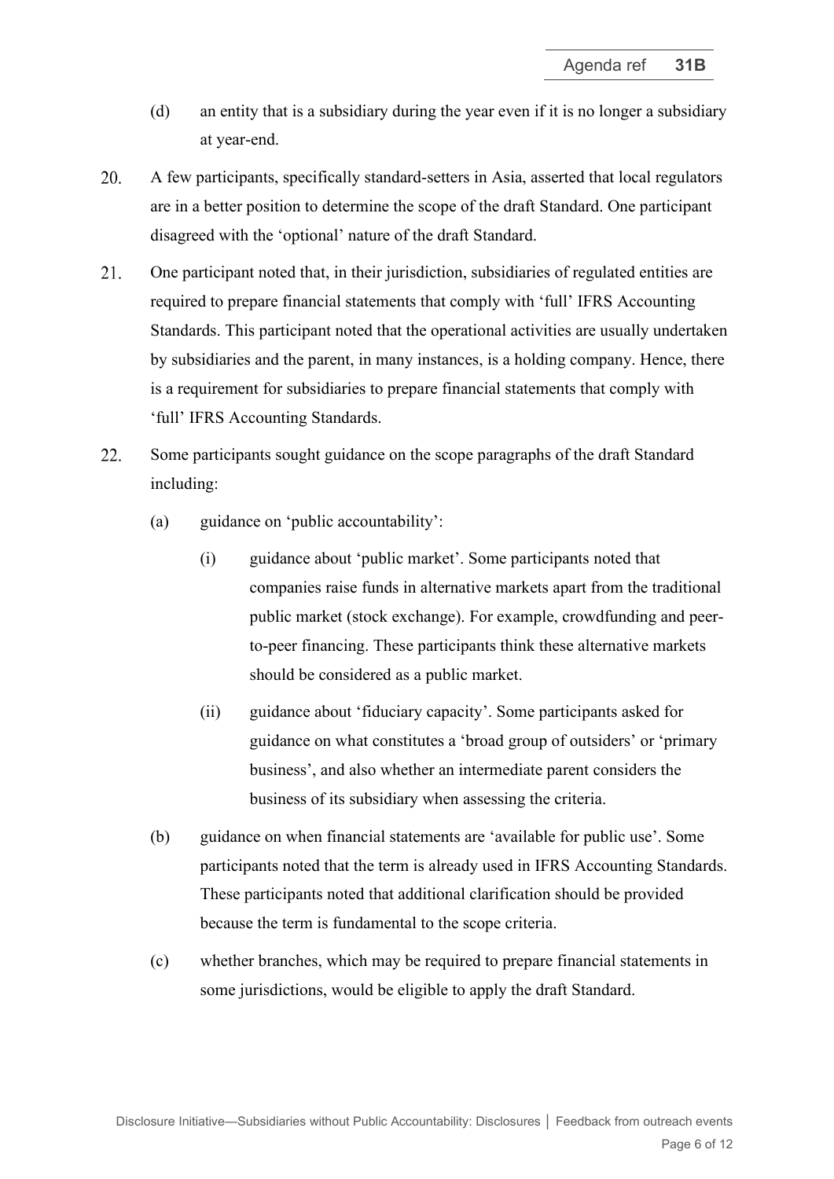(d) an entity that is a subsidiary during the year even if it is no longer a subsidiary at year-end.

20. A few participants, specifically standard-setters in Asia, asserted that local regulators are in a better position to determine the scope of the draft Standard. One participant disagreed with the 'optional' nature of the draft Standard.

21. One participant noted that, in their jurisdiction, subsidiaries of regulated entities are required to prepare financial statements that comply with 'full' IFRS Accounting Standards. This participant noted that the operational activities are usually undertaken by subsidiaries and the parent, in many instances, is a holding company. Hence, there is a requirement for subsidiaries to prepare financial statements that comply with 'full' IFRS Accounting Standards.

22. Some participants sought guidance on the scope paragraphs of the draft Standard including:

   (a) guidance on 'public accountability':

      (i) guidance about 'public market'. Some participants noted that companies raise funds in alternative markets apart from the traditional public market (stock exchange). For example, crowdfunding and peer-to-peer financing. These participants think these alternative markets should be considered as a public market.

      (ii) guidance about 'fiduciary capacity'. Some participants asked for guidance on what constitutes a 'broad group of outsiders' or 'primary business', and also whether an intermediate parent considers the business of its subsidiary when assessing the criteria.

   (b) guidance on when financial statements are 'available for public use'. Some participants noted that the term is already used in IFRS Accounting Standards. These participants noted that additional clarification should be provided because the term is fundamental to the scope criteria.

   (c) whether branches, which may be required to prepare financial statements in some jurisdictions, would be eligible to apply the draft Standard.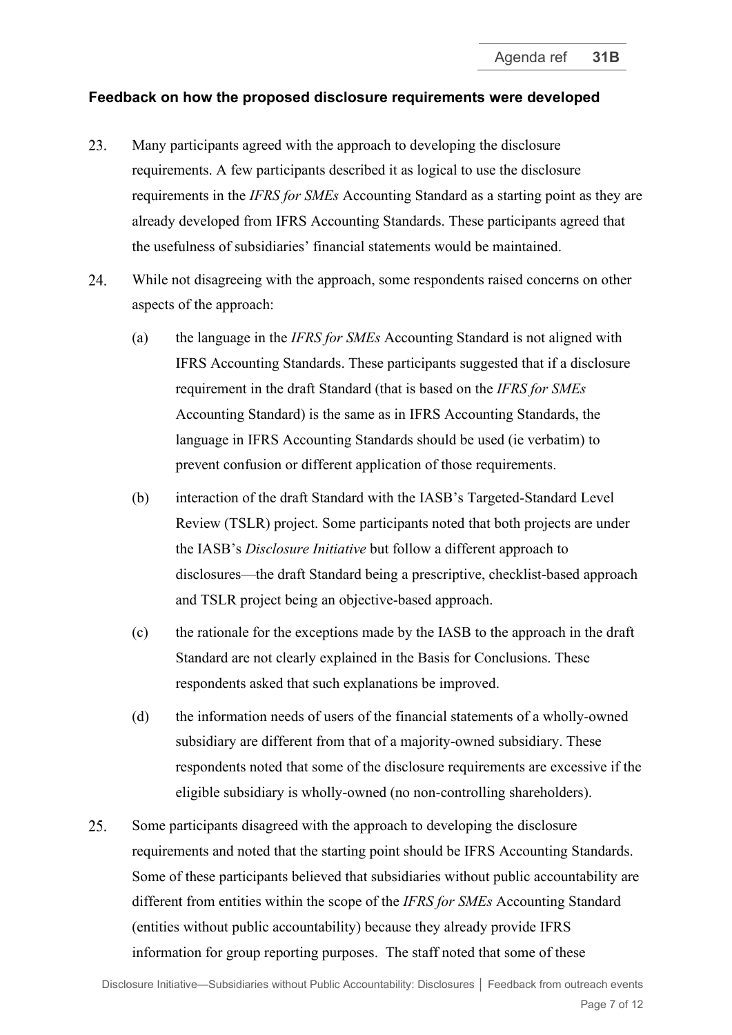### Feedback on how the proposed disclosure requirements were developed

23. Many participants agreed with the approach to developing the disclosure requirements. A few participants described it as logical to use the disclosure requirements in the *IFRS for SMEs* Accounting Standard as a starting point as they are already developed from IFRS Accounting Standards. These participants agreed that the usefulness of subsidiaries' financial statements would be maintained.

24. While not disagreeing with the approach, some respondents raised concerns on other aspects of the approach:

    (a) the language in the *IFRS for SMEs* Accounting Standard is not aligned with IFRS Accounting Standards. These participants suggested that if a disclosure requirement in the draft Standard (that is based on the *IFRS for SMEs* Accounting Standard) is the same as in IFRS Accounting Standards, the language in IFRS Accounting Standards should be used (ie verbatim) to prevent confusion or different application of those requirements.

    (b) interaction of the draft Standard with the IASB's Targeted-Standard Level Review (TSLR) project. Some participants noted that both projects are under the IASB's *Disclosure Initiative* but follow a different approach to disclosures—the draft Standard being a prescriptive, checklist-based approach and TSLR project being an objective-based approach.

    (c) the rationale for the exceptions made by the IASB to the approach in the draft Standard are not clearly explained in the Basis for Conclusions. These respondents asked that such explanations be improved.

    (d) the information needs of users of the financial statements of a wholly-owned subsidiary are different from that of a majority-owned subsidiary. These respondents noted that some of the disclosure requirements are excessive if the eligible subsidiary is wholly-owned (no non-controlling shareholders).

25. Some participants disagreed with the approach to developing the disclosure requirements and noted that the starting point should be IFRS Accounting Standards. Some of these participants believed that subsidiaries without public accountability are different from entities within the scope of the *IFRS for SMEs* Accounting Standard (entities without public accountability) because they already provide IFRS information for group reporting purposes. The staff noted that some of these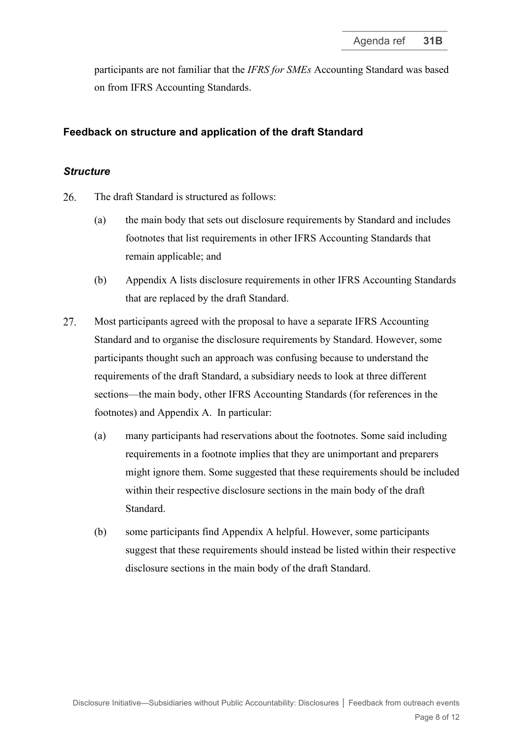participants are not familiar that the *IFRS for SMEs* Accounting Standard was based on from IFRS Accounting Standards.

## Feedback on structure and application of the draft Standard

### *Structure*

26. The draft Standard is structured as follows:

    (a) the main body that sets out disclosure requirements by Standard and includes footnotes that list requirements in other IFRS Accounting Standards that remain applicable; and

    (b) Appendix A lists disclosure requirements in other IFRS Accounting Standards that are replaced by the draft Standard.

27. Most participants agreed with the proposal to have a separate IFRS Accounting Standard and to organise the disclosure requirements by Standard. However, some participants thought such an approach was confusing because to understand the requirements of the draft Standard, a subsidiary needs to look at three different sections—the main body, other IFRS Accounting Standards (for references in the footnotes) and Appendix A. In particular:

    (a) many participants had reservations about the footnotes. Some said including requirements in a footnote implies that they are unimportant and preparers might ignore them. Some suggested that these requirements should be included within their respective disclosure sections in the main body of the draft Standard.

    (b) some participants find Appendix A helpful. However, some participants suggest that these requirements should instead be listed within their respective disclosure sections in the main body of the draft Standard.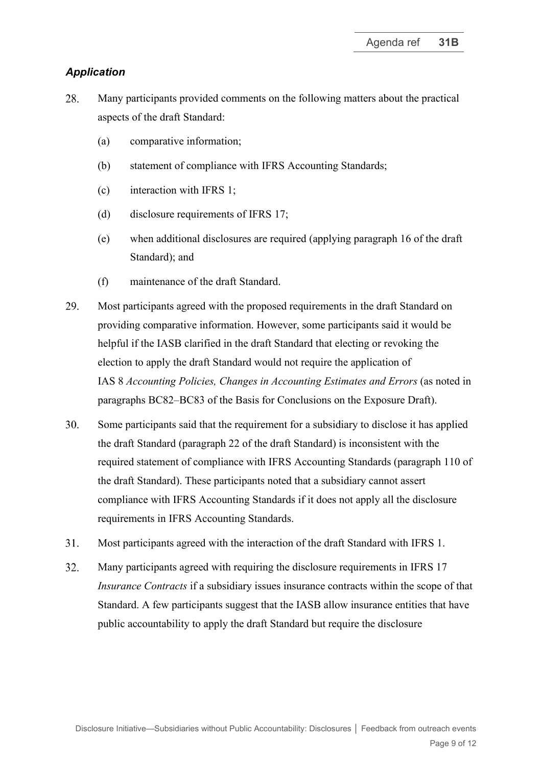### *Application*

28. Many participants provided comments on the following matters about the practical aspects of the draft Standard:

    (a) comparative information;

    (b) statement of compliance with IFRS Accounting Standards;

    (c) interaction with IFRS 1;

    (d) disclosure requirements of IFRS 17;

    (e) when additional disclosures are required (applying paragraph 16 of the draft Standard); and

    (f) maintenance of the draft Standard.

29. Most participants agreed with the proposed requirements in the draft Standard on providing comparative information. However, some participants said it would be helpful if the IASB clarified in the draft Standard that electing or revoking the election to apply the draft Standard would not require the application of IAS 8 *Accounting Policies, Changes in Accounting Estimates and Errors* (as noted in paragraphs BC82–BC83 of the Basis for Conclusions on the Exposure Draft).

30. Some participants said that the requirement for a subsidiary to disclose it has applied the draft Standard (paragraph 22 of the draft Standard) is inconsistent with the required statement of compliance with IFRS Accounting Standards (paragraph 110 of the draft Standard). These participants noted that a subsidiary cannot assert compliance with IFRS Accounting Standards if it does not apply all the disclosure requirements in IFRS Accounting Standards.

31. Most participants agreed with the interaction of the draft Standard with IFRS 1.

32. Many participants agreed with requiring the disclosure requirements in IFRS 17 *Insurance Contracts* if a subsidiary issues insurance contracts within the scope of that Standard. A few participants suggest that the IASB allow insurance entities that have public accountability to apply the draft Standard but require the disclosure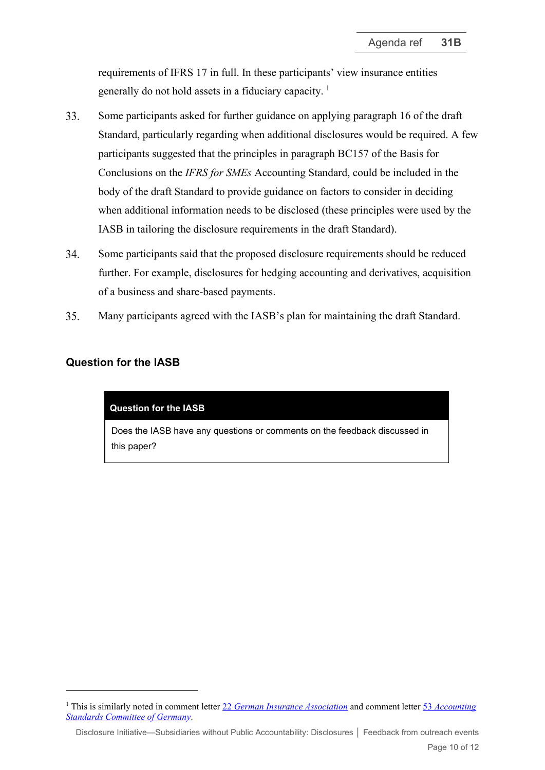requirements of IFRS 17 in full. In these participants' view insurance entities generally do not hold assets in a fiduciary capacity. [1]

33. Some participants asked for further guidance on applying paragraph 16 of the draft Standard, particularly regarding when additional disclosures would be required. A few participants suggested that the principles in paragraph BC157 of the Basis for Conclusions on the *IFRS for SMEs* Accounting Standard, could be included in the body of the draft Standard to provide guidance on factors to consider in deciding when additional information needs to be disclosed (these principles were used by the IASB in tailoring the disclosure requirements in the draft Standard).

34. Some participants said that the proposed disclosure requirements should be reduced further. For example, disclosures for hedging accounting and derivatives, acquisition of a business and share-based payments.

35. Many participants agreed with the IASB's plan for maintaining the draft Standard.

## Question for the IASB

| Question for the IASB |
|---|
| Does the IASB have any questions or comments on the feedback discussed in this paper? |

[1] This is similarly noted in comment letter *22 German Insurance Association* and comment letter *53 Accounting Standards Committee of Germany*.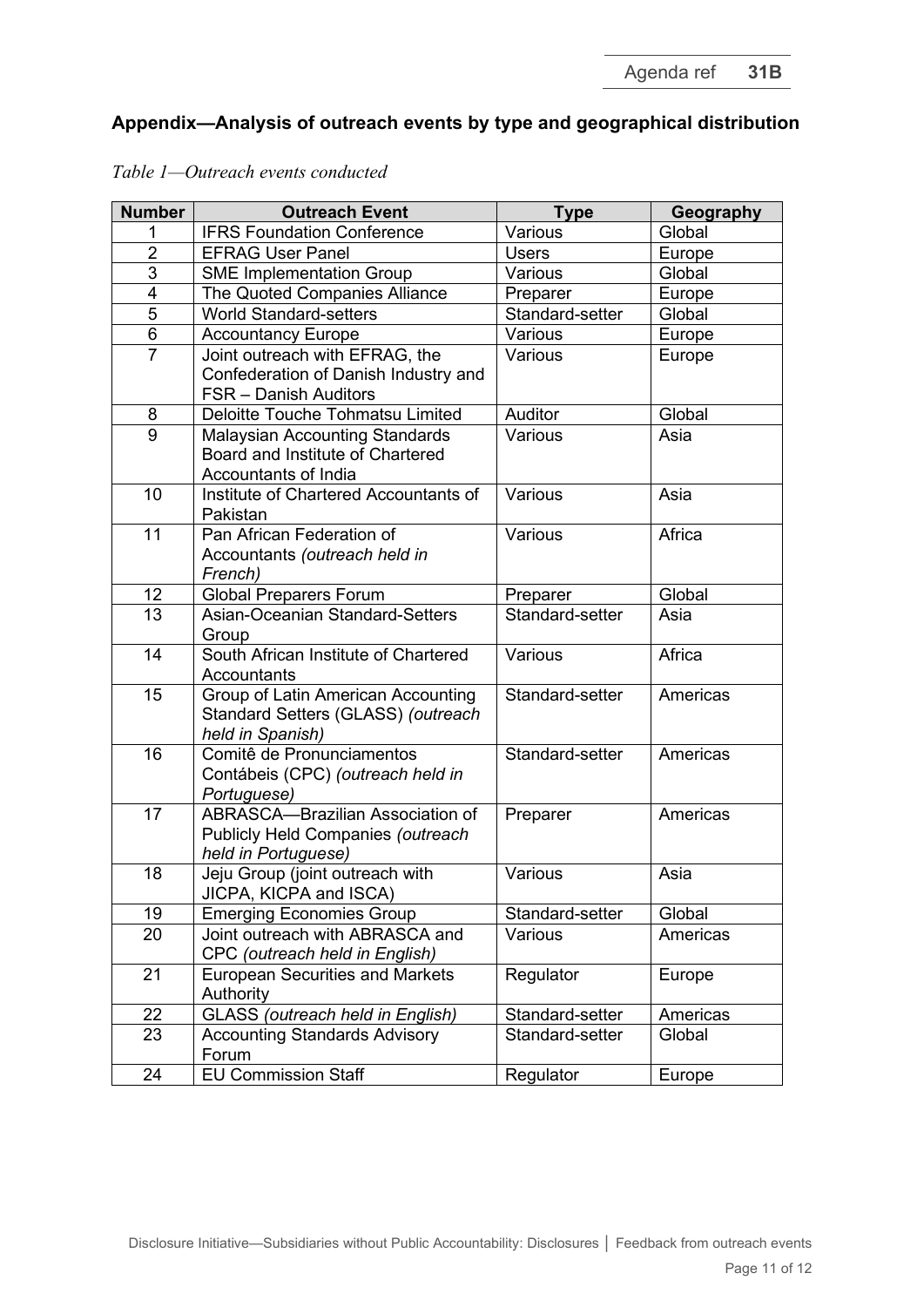## Appendix—Analysis of outreach events by type and geographical distribution

*Table 1—Outreach events conducted*

| Number | Outreach Event | Type | Geography |
|---|---|---|---|
| 1 | IFRS Foundation Conference | Various | Global |
| 2 | EFRAG User Panel | Users | Europe |
| 3 | SME Implementation Group | Various | Global |
| 4 | The Quoted Companies Alliance | Preparer | Europe |
| 5 | World Standard-setters | Standard-setter | Global |
| 6 | Accountancy Europe | Various | Europe |
| 7 | Joint outreach with EFRAG, the Confederation of Danish Industry and FSR – Danish Auditors | Various | Europe |
| 8 | Deloitte Touche Tohmatsu Limited | Auditor | Global |
| 9 | Malaysian Accounting Standards Board and Institute of Chartered Accountants of India | Various | Asia |
| 10 | Institute of Chartered Accountants of Pakistan | Various | Asia |
| 11 | Pan African Federation of Accountants *(outreach held in French)* | Various | Africa |
| 12 | Global Preparers Forum | Preparer | Global |
| 13 | Asian-Oceanian Standard-Setters Group | Standard-setter | Asia |
| 14 | South African Institute of Chartered Accountants | Various | Africa |
| 15 | Group of Latin American Accounting Standard Setters (GLASS) *(outreach held in Spanish)* | Standard-setter | Americas |
| 16 | Comitê de Pronunciamentos Contábeis (CPC) *(outreach held in Portuguese)* | Standard-setter | Americas |
| 17 | ABRASCA—Brazilian Association of Publicly Held Companies *(outreach held in Portuguese)* | Preparer | Americas |
| 18 | Jeju Group (joint outreach with JICPA, KICPA and ISCA) | Various | Asia |
| 19 | Emerging Economies Group | Standard-setter | Global |
| 20 | Joint outreach with ABRASCA and CPC *(outreach held in English)* | Various | Americas |
| 21 | European Securities and Markets Authority | Regulator | Europe |
| 22 | GLASS *(outreach held in English)* | Standard-setter | Americas |
| 23 | Accounting Standards Advisory Forum | Standard-setter | Global |
| 24 | EU Commission Staff | Regulator | Europe |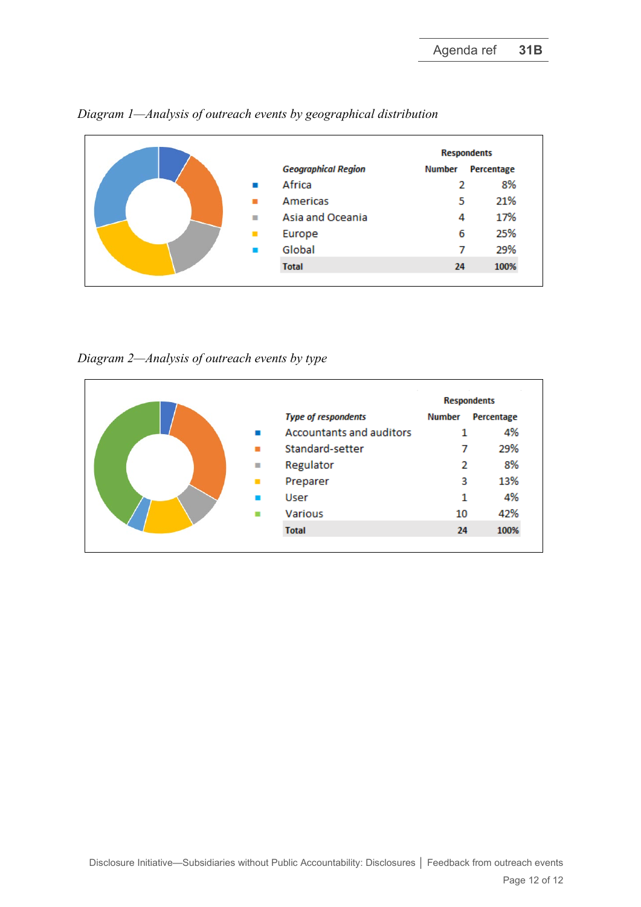*Diagram 1—Analysis of outreach events by geographical distribution*

| *Geographical Region* | Respondents | |
|---|---|---|
| | Number | Percentage |
| Africa | 2 | 8% |
| Americas | 5 | 21% |
| Asia and Oceania | 4 | 17% |
| Europe | 6 | 25% |
| Global | 7 | 29% |
| **Total** | **24** | **100%** |

*Diagram 2—Analysis of outreach events by type*

| *Type of respondents* | Respondents | |
|---|---|---|
| | Number | Percentage |
| Accountants and auditors | 1 | 4% |
| Standard-setter | 7 | 29% |
| Regulator | 2 | 8% |
| Preparer | 3 | 13% |
| User | 1 | 4% |
| Various | 10 | 42% |
| **Total** | **24** | **100%** |